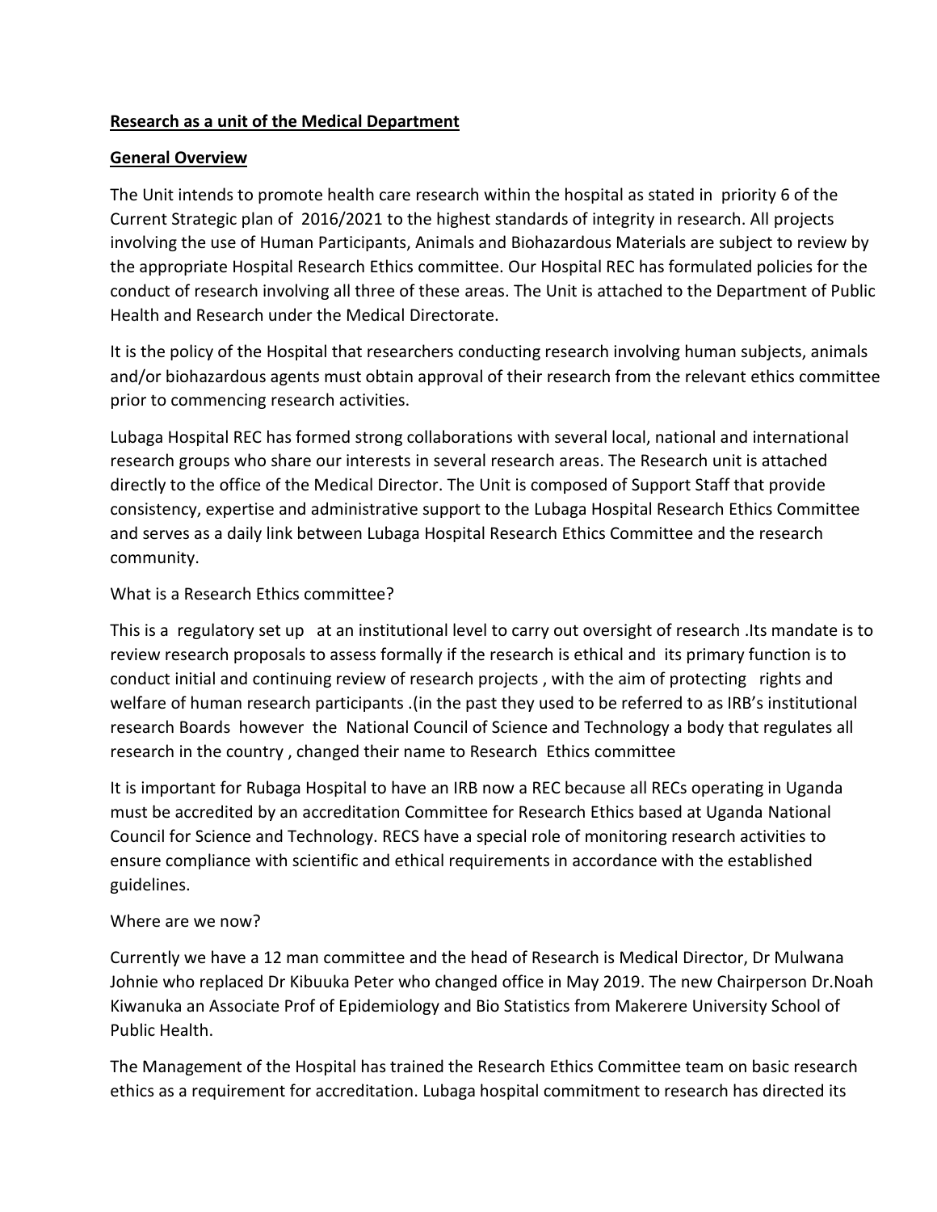**Research as a unit of the Medical Department**

**General Overview**

The Unit intends to promote health care research within the hospital as stated in priority 6 of the Current Strategic plan of 2016/2021 to the highest standards of integrity in research. All projects involving the use of Human Participants, Animals and Biohazardous Materials are subject to review by the appropriate Hospital Research Ethics committee. Our Hospital REC has formulated policies for the conduct of research involving all three of these areas. The Unit is attached to the Department of Public Health and Research under the Medical Directorate.

It is the policy of the Hospital that researchers conducting research involving human subjects, animals and/or biohazardous agents must obtain approval of their research from the relevant ethics committee prior to commencing research activities.

Lubaga Hospital REC has formed strong collaborations with several local, national and international research groups who share our interests in several research areas. The Research unit is attached directly to the office of the Medical Director. The Unit is composed of Support Staff that provide consistency, expertise and administrative support to the Lubaga Hospital Research Ethics Committee and serves as a daily link between Lubaga Hospital Research Ethics Committee and the research community.

What is a Research Ethics committee?

This is a regulatory set up at an institutional level to carry out oversight of research .Its mandate is to review research proposals to assess formally if the research is ethical and its primary function is to conduct initial and continuing review of research projects , with the aim of protecting rights and welfare of human research participants .(in the past they used to be referred to as IRB's institutional research Boards however the National Council of Science and Technology a body that regulates all research in the country , changed their name to Research Ethics committee

It is important for Rubaga Hospital to have an IRB now a REC because all RECs operating in Uganda must be accredited by an accreditation Committee for Research Ethics based at Uganda National Council for Science and Technology. RECS have a special role of monitoring research activities to ensure compliance with scientific and ethical requirements in accordance with the established guidelines.

Where are we now?

Currently we have a 12 man committee and the head of Research is Medical Director, Dr Mulwana Johnie who replaced Dr Kibuuka Peter who changed office in May 2019. The new Chairperson Dr.Noah Kiwanuka an Associate Prof of Epidemiology and Bio Statistics from Makerere University School of Public Health.

The Management of the Hospital has trained the Research Ethics Committee team on basic research ethics as a requirement for accreditation. Lubaga hospital commitment to research has directed its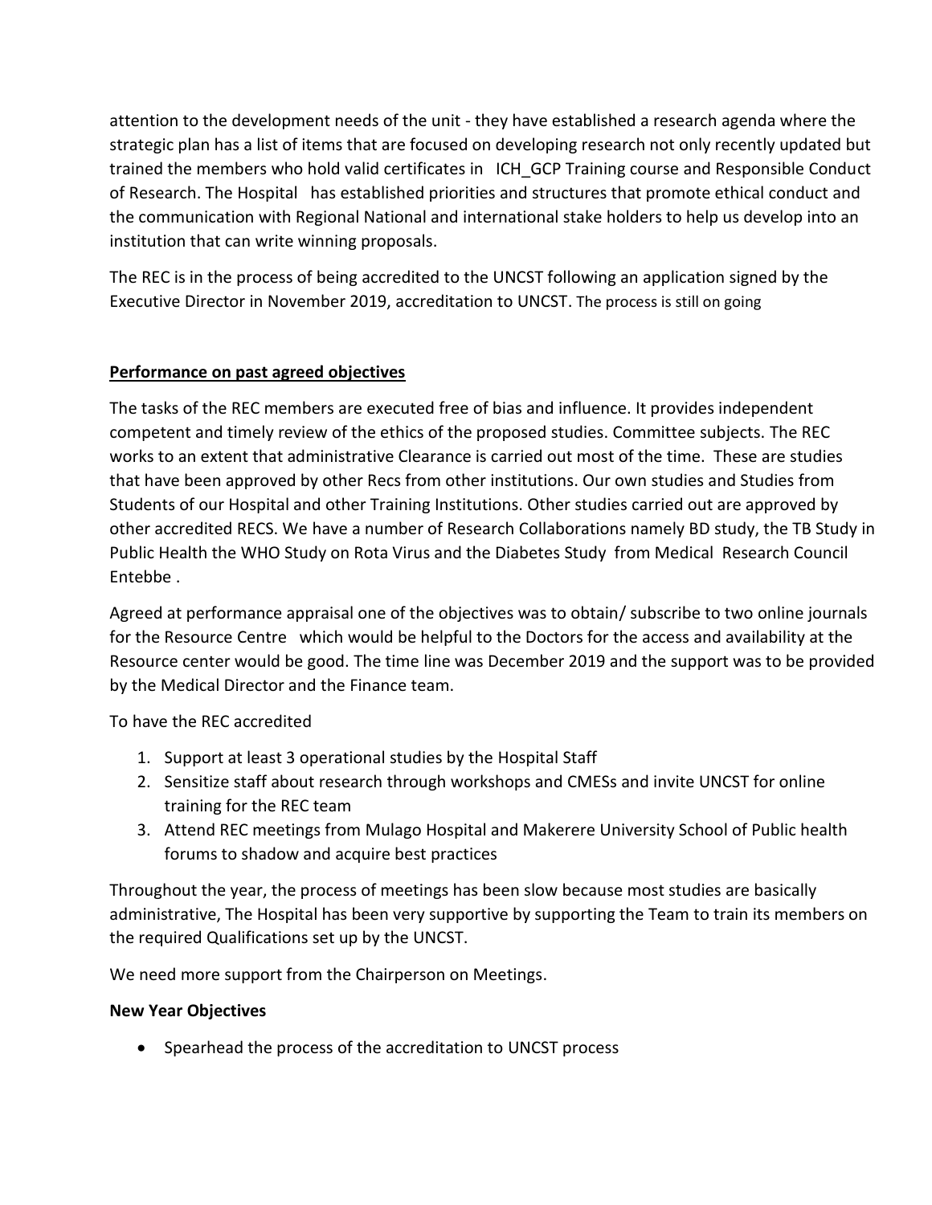attention to the development needs of the unit - they have established a research agenda where the strategic plan has a list of items that are focused on developing research not only recently updated but trained the members who hold valid certificates in ICH_GCP Training course and Responsible Conduct of Research. The Hospital has established priorities and structures that promote ethical conduct and the communication with Regional National and international stake holders to help us develop into an institution that can write winning proposals.

The REC is in the process of being accredited to the UNCST following an application signed by the Executive Director in November 2019, accreditation to UNCST. The process is still on going

**Performance on past agreed objectives**

The tasks of the REC members are executed free of bias and influence. It provides independent competent and timely review of the ethics of the proposed studies. Committee subjects. The REC works to an extent that administrative Clearance is carried out most of the time. These are studies that have been approved by other Recs from other institutions. Our own studies and Studies from Students of our Hospital and other Training Institutions. Other studies carried out are approved by other accredited RECS. We have a number of Research Collaborations namely BD study, the TB Study in Public Health the WHO Study on Rota Virus and the Diabetes Study from Medical Research Council Entebbe .

Agreed at performance appraisal one of the objectives was to obtain/ subscribe to two online journals for the Resource Centre which would be helpful to the Doctors for the access and availability at the Resource center would be good. The time line was December 2019 and the support was to be provided by the Medical Director and the Finance team.

To have the REC accredited

1. Support at least 3 operational studies by the Hospital Staff
2. Sensitize staff about research through workshops and CMESs and invite UNCST for online training for the REC team
3. Attend REC meetings from Mulago Hospital and Makerere University School of Public health forums to shadow and acquire best practices

Throughout the year, the process of meetings has been slow because most studies are basically administrative, The Hospital has been very supportive by supporting the Team to train its members on the required Qualifications set up by the UNCST.

We need more support from the Chairperson on Meetings.

**New Year Objectives**

- Spearhead the process of the accreditation to UNCST process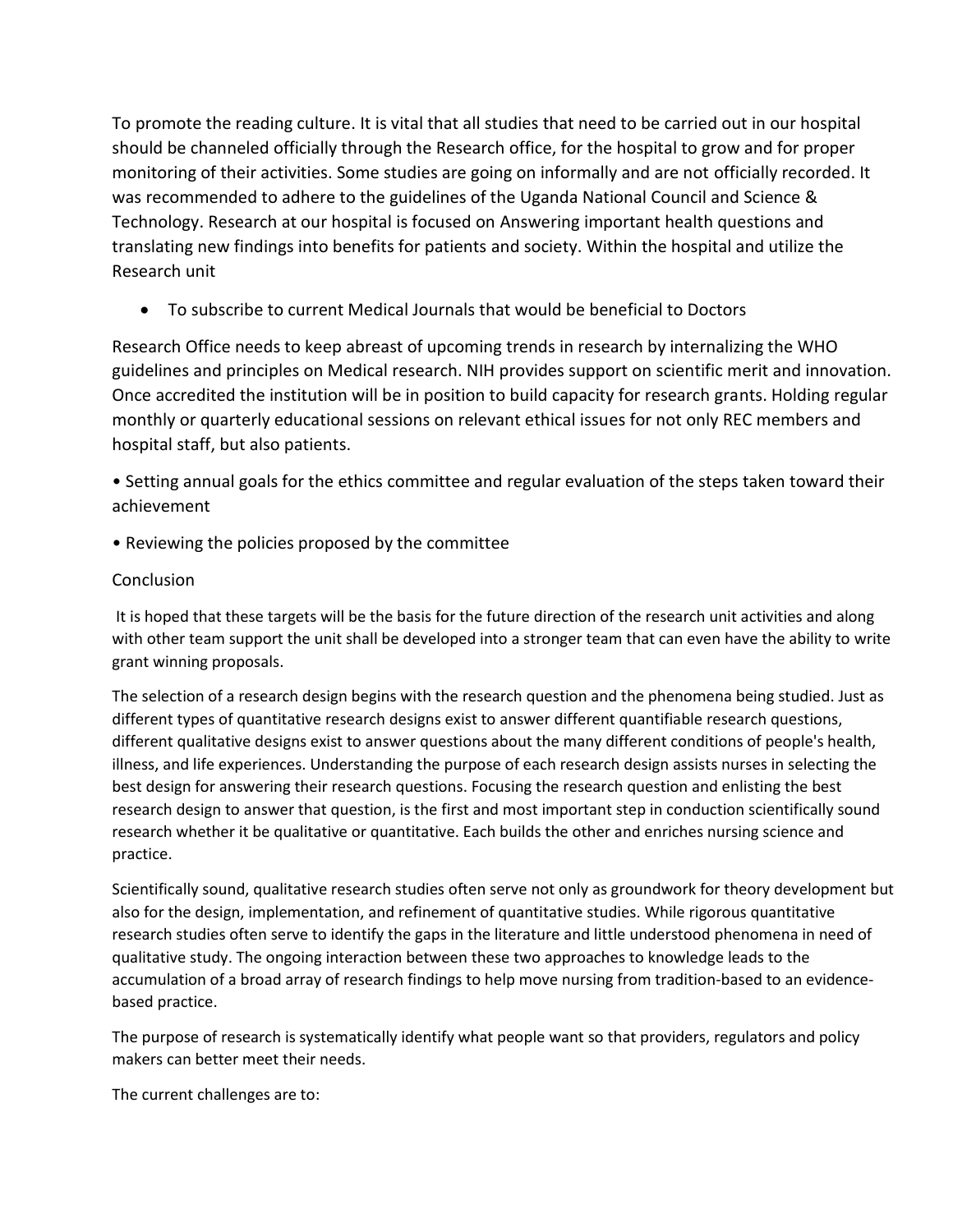To promote the reading culture. It is vital that all studies that need to be carried out in our hospital should be channeled officially through the Research office, for the hospital to grow and for proper monitoring of their activities. Some studies are going on informally and are not officially recorded. It was recommended to adhere to the guidelines of the Uganda National Council and Science & Technology. Research at our hospital is focused on Answering important health questions and translating new findings into benefits for patients and society. Within the hospital and utilize the Research unit

- To subscribe to current Medical Journals that would be beneficial to Doctors

Research Office needs to keep abreast of upcoming trends in research by internalizing the WHO guidelines and principles on Medical research. NIH provides support on scientific merit and innovation. Once accredited the institution will be in position to build capacity for research grants. Holding regular monthly or quarterly educational sessions on relevant ethical issues for not only REC members and hospital staff, but also patients.

• Setting annual goals for the ethics committee and regular evaluation of the steps taken toward their achievement

• Reviewing the policies proposed by the committee

Conclusion

It is hoped that these targets will be the basis for the future direction of the research unit activities and along with other team support the unit shall be developed into a stronger team that can even have the ability to write grant winning proposals.

The selection of a research design begins with the research question and the phenomena being studied. Just as different types of quantitative research designs exist to answer different quantifiable research questions, different qualitative designs exist to answer questions about the many different conditions of people's health, illness, and life experiences. Understanding the purpose of each research design assists nurses in selecting the best design for answering their research questions. Focusing the research question and enlisting the best research design to answer that question, is the first and most important step in conduction scientifically sound research whether it be qualitative or quantitative. Each builds the other and enriches nursing science and practice.

Scientifically sound, qualitative research studies often serve not only as groundwork for theory development but also for the design, implementation, and refinement of quantitative studies. While rigorous quantitative research studies often serve to identify the gaps in the literature and little understood phenomena in need of qualitative study. The ongoing interaction between these two approaches to knowledge leads to the accumulation of a broad array of research findings to help move nursing from tradition-based to an evidence-based practice.

The purpose of research is systematically identify what people want so that providers, regulators and policy makers can better meet their needs.

The current challenges are to: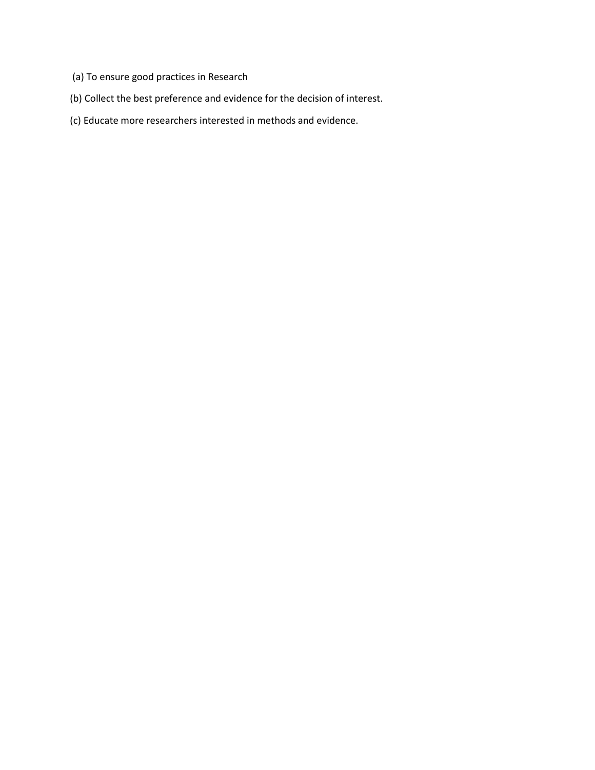(a) To ensure good practices in Research

(b) Collect the best preference and evidence for the decision of interest.

(c) Educate more researchers interested in methods and evidence.